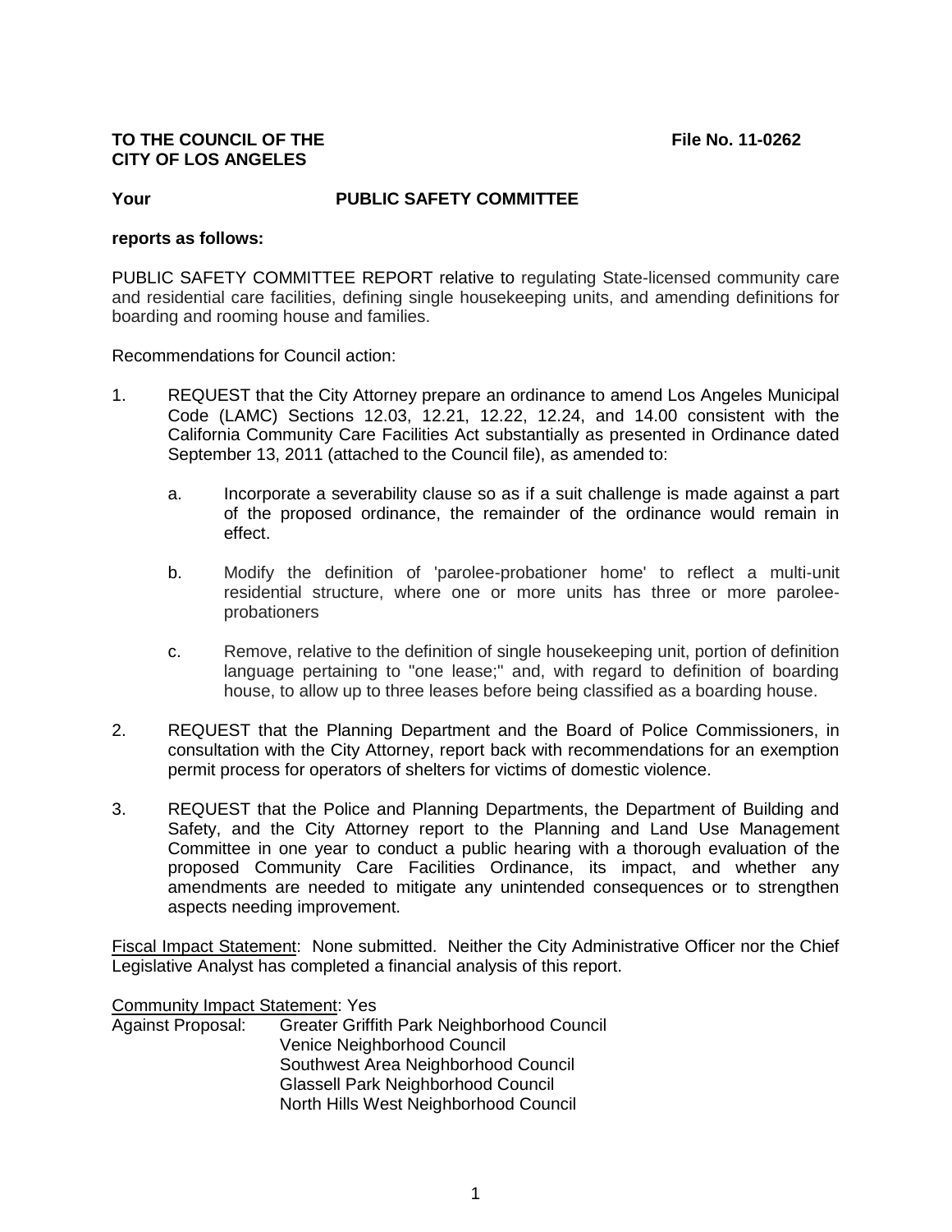**TO THE COUNCIL OF THE CITY OF LOS ANGELES** **File No. 11-0262**

**Your PUBLIC SAFETY COMMITTEE**

**reports as follows:**

PUBLIC SAFETY COMMITTEE REPORT relative to regulating State-licensed community care and residential care facilities, defining single housekeeping units, and amending definitions for boarding and rooming house and families.

Recommendations for Council action:

1. REQUEST that the City Attorney prepare an ordinance to amend Los Angeles Municipal Code (LAMC) Sections 12.03, 12.21, 12.22, 12.24, and 14.00 consistent with the California Community Care Facilities Act substantially as presented in Ordinance dated September 13, 2011 (attached to the Council file), as amended to:

   a. Incorporate a severability clause so as if a suit challenge is made against a part of the proposed ordinance, the remainder of the ordinance would remain in effect.

   b. Modify the definition of 'parolee-probationer home' to reflect a multi-unit residential structure, where one or more units has three or more parolee-probationers

   c. Remove, relative to the definition of single housekeeping unit, portion of definition language pertaining to "one lease;" and, with regard to definition of boarding house, to allow up to three leases before being classified as a boarding house.

2. REQUEST that the Planning Department and the Board of Police Commissioners, in consultation with the City Attorney, report back with recommendations for an exemption permit process for operators of shelters for victims of domestic violence.

3. REQUEST that the Police and Planning Departments, the Department of Building and Safety, and the City Attorney report to the Planning and Land Use Management Committee in one year to conduct a public hearing with a thorough evaluation of the proposed Community Care Facilities Ordinance, its impact, and whether any amendments are needed to mitigate any unintended consequences or to strengthen aspects needing improvement.

<u>Fiscal Impact Statement</u>: None submitted. Neither the City Administrative Officer nor the Chief Legislative Analyst has completed a financial analysis of this report.

<u>Community Impact Statement</u>: Yes

Against Proposal:
- Greater Griffith Park Neighborhood Council
- Venice Neighborhood Council
- Southwest Area Neighborhood Council
- Glassell Park Neighborhood Council
- North Hills West Neighborhood Council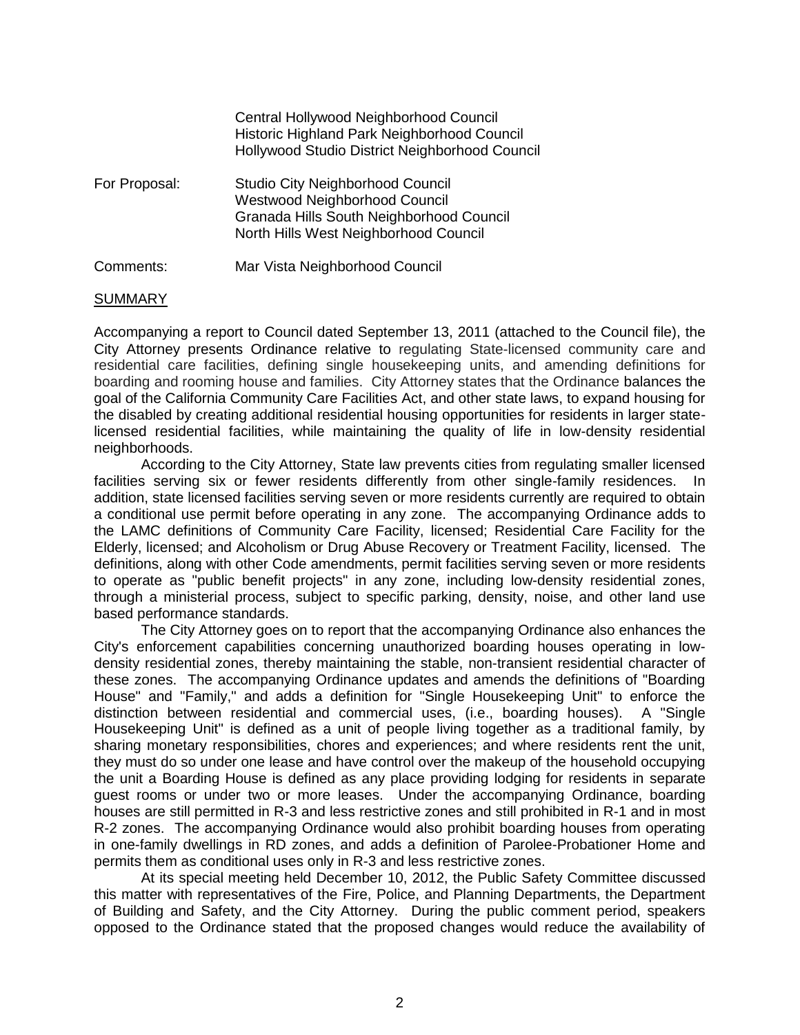| | |
|---|---|
| | Central Hollywood Neighborhood Council<br>Historic Highland Park Neighborhood Council<br>Hollywood Studio District Neighborhood Council |
| For Proposal: | Studio City Neighborhood Council<br>Westwood Neighborhood Council<br>Granada Hills South Neighborhood Council<br>North Hills West Neighborhood Council |
| Comments: | Mar Vista Neighborhood Council |

## SUMMARY

Accompanying a report to Council dated September 13, 2011 (attached to the Council file), the City Attorney presents Ordinance relative to regulating State-licensed community care and residential care facilities, defining single housekeeping units, and amending definitions for boarding and rooming house and families. City Attorney states that the Ordinance balances the goal of the California Community Care Facilities Act, and other state laws, to expand housing for the disabled by creating additional residential housing opportunities for residents in larger state-licensed residential facilities, while maintaining the quality of life in low-density residential neighborhoods.

According to the City Attorney, State law prevents cities from regulating smaller licensed facilities serving six or fewer residents differently from other single-family residences. In addition, state licensed facilities serving seven or more residents currently are required to obtain a conditional use permit before operating in any zone. The accompanying Ordinance adds to the LAMC definitions of Community Care Facility, licensed; Residential Care Facility for the Elderly, licensed; and Alcoholism or Drug Abuse Recovery or Treatment Facility, licensed. The definitions, along with other Code amendments, permit facilities serving seven or more residents to operate as "public benefit projects" in any zone, including low-density residential zones, through a ministerial process, subject to specific parking, density, noise, and other land use based performance standards.

The City Attorney goes on to report that the accompanying Ordinance also enhances the City's enforcement capabilities concerning unauthorized boarding houses operating in low-density residential zones, thereby maintaining the stable, non-transient residential character of these zones. The accompanying Ordinance updates and amends the definitions of "Boarding House" and "Family," and adds a definition for "Single Housekeeping Unit" to enforce the distinction between residential and commercial uses, (i.e., boarding houses). A "Single Housekeeping Unit" is defined as a unit of people living together as a traditional family, by sharing monetary responsibilities, chores and experiences; and where residents rent the unit, they must do so under one lease and have control over the makeup of the household occupying the unit a Boarding House is defined as any place providing lodging for residents in separate guest rooms or under two or more leases. Under the accompanying Ordinance, boarding houses are still permitted in R-3 and less restrictive zones and still prohibited in R-1 and in most R-2 zones. The accompanying Ordinance would also prohibit boarding houses from operating in one-family dwellings in RD zones, and adds a definition of Parolee-Probationer Home and permits them as conditional uses only in R-3 and less restrictive zones.

At its special meeting held December 10, 2012, the Public Safety Committee discussed this matter with representatives of the Fire, Police, and Planning Departments, the Department of Building and Safety, and the City Attorney. During the public comment period, speakers opposed to the Ordinance stated that the proposed changes would reduce the availability of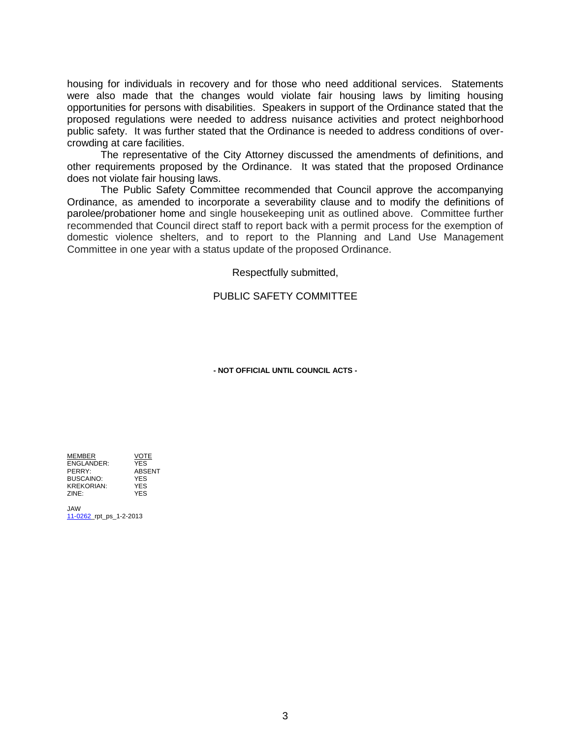housing for individuals in recovery and for those who need additional services. Statements were also made that the changes would violate fair housing laws by limiting housing opportunities for persons with disabilities. Speakers in support of the Ordinance stated that the proposed regulations were needed to address nuisance activities and protect neighborhood public safety. It was further stated that the Ordinance is needed to address conditions of over-crowding at care facilities.

The representative of the City Attorney discussed the amendments of definitions, and other requirements proposed by the Ordinance. It was stated that the proposed Ordinance does not violate fair housing laws.

The Public Safety Committee recommended that Council approve the accompanying Ordinance, as amended to incorporate a severability clause and to modify the definitions of parolee/probationer home and single housekeeping unit as outlined above. Committee further recommended that Council direct staff to report back with a permit process for the exemption of domestic violence shelters, and to report to the Planning and Land Use Management Committee in one year with a status update of the proposed Ordinance.

Respectfully submitted,

PUBLIC SAFETY COMMITTEE

**- NOT OFFICIAL UNTIL COUNCIL ACTS -**

| MEMBER | VOTE |
|---|---|
| ENGLANDER: | YES |
| PERRY: | ABSENT |
| BUSCAINO: | YES |
| KREKORIAN: | YES |
| ZINE: | YES |

JAW
11-0262 rpt_ps_1-2-2013